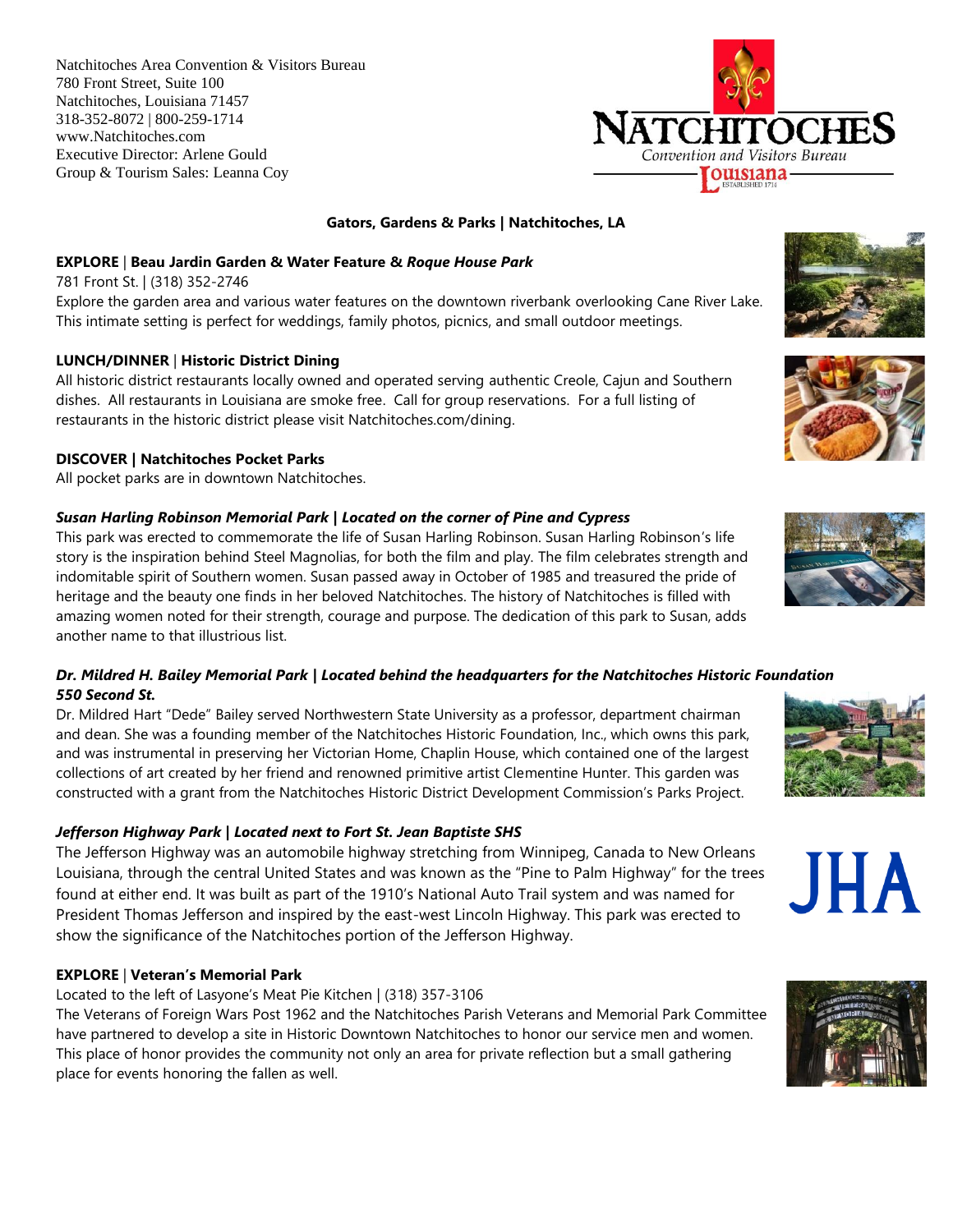Natchitoches Area Convention & Visitors Bureau
780 Front Street, Suite 100
Natchitoches, Louisiana 71457
318-352-8072 | 800-259-1714
www.Natchitoches.com
Executive Director: Arlene Gould
Group & Tourism Sales: Leanna Coy

NATCHITOCHES
Convention and Visitors Bureau
Louisiana
ESTABLISHED 1714

## Gators, Gardens & Parks | Natchitoches, LA

**EXPLORE** | **Beau Jardin Garden & Water Feature &** ***Roque House Park***

781 Front St. | (318) 352-2746

Explore the garden area and various water features on the downtown riverbank overlooking Cane River Lake. This intimate setting is perfect for weddings, family photos, picnics, and small outdoor meetings.

**LUNCH/DINNER** | **Historic District Dining**

All historic district restaurants locally owned and operated serving authentic Creole, Cajun and Southern dishes. All restaurants in Louisiana are smoke free. Call for group reservations. For a full listing of restaurants in the historic district please visit Natchitoches.com/dining.

**DISCOVER | Natchitoches Pocket Parks**

All pocket parks are in downtown Natchitoches.

***Susan Harling Robinson Memorial Park | Located on the corner of Pine and Cypress***

This park was erected to commemorate the life of Susan Harling Robinson. Susan Harling Robinson's life story is the inspiration behind Steel Magnolias, for both the film and play. The film celebrates strength and indomitable spirit of Southern women. Susan passed away in October of 1985 and treasured the pride of heritage and the beauty one finds in her beloved Natchitoches. The history of Natchitoches is filled with amazing women noted for their strength, courage and purpose. The dedication of this park to Susan, adds another name to that illustrious list.

***Dr. Mildred H. Bailey Memorial Park | Located behind the headquarters for the Natchitoches Historic Foundation 550 Second St.***

Dr. Mildred Hart "Dede" Bailey served Northwestern State University as a professor, department chairman and dean. She was a founding member of the Natchitoches Historic Foundation, Inc., which owns this park, and was instrumental in preserving her Victorian Home, Chaplin House, which contained one of the largest collections of art created by her friend and renowned primitive artist Clementine Hunter. This garden was constructed with a grant from the Natchitoches Historic District Development Commission's Parks Project.

***Jefferson Highway Park | Located next to Fort St. Jean Baptiste SHS***

The Jefferson Highway was an automobile highway stretching from Winnipeg, Canada to New Orleans Louisiana, through the central United States and was known as the "Pine to Palm Highway" for the trees found at either end. It was built as part of the 1910's National Auto Trail system and was named for President Thomas Jefferson and inspired by the east-west Lincoln Highway. This park was erected to show the significance of the Natchitoches portion of the Jefferson Highway.

JHA

**EXPLORE** | **Veteran's Memorial Park**

Located to the left of Lasyone's Meat Pie Kitchen | (318) 357-3106

The Veterans of Foreign Wars Post 1962 and the Natchitoches Parish Veterans and Memorial Park Committee have partnered to develop a site in Historic Downtown Natchitoches to honor our service men and women. This place of honor provides the community not only an area for private reflection but a small gathering place for events honoring the fallen as well.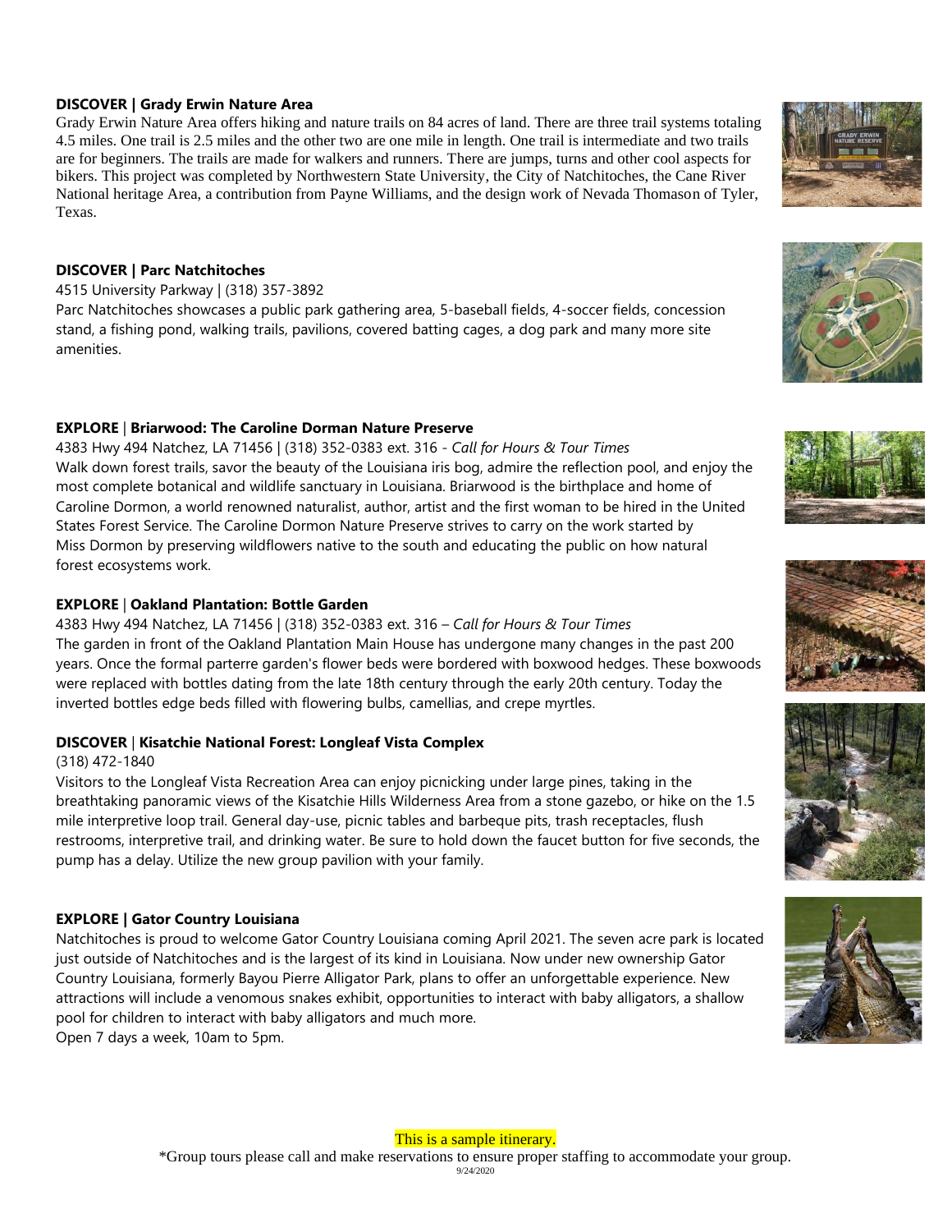**DISCOVER | Grady Erwin Nature Area**

Grady Erwin Nature Area offers hiking and nature trails on 84 acres of land. There are three trail systems totaling 4.5 miles. One trail is 2.5 miles and the other two are one mile in length. One trail is intermediate and two trails are for beginners. The trails are made for walkers and runners. There are jumps, turns and other cool aspects for bikers. This project was completed by Northwestern State University, the City of Natchitoches, the Cane River National heritage Area, a contribution from Payne Williams, and the design work of Nevada Thomason of Tyler, Texas.

**DISCOVER | Parc Natchitoches**

4515 University Parkway | (318) 357-3892

Parc Natchitoches showcases a public park gathering area, 5-baseball fields, 4-soccer fields, concession stand, a fishing pond, walking trails, pavilions, covered batting cages, a dog park and many more site amenities.

**EXPLORE** | **Briarwood: The Caroline Dorman Nature Preserve**

4383 Hwy 494 Natchez, LA 71456 | (318) 352-0383 ext. 316 - *Call for Hours & Tour Times*

Walk down forest trails, savor the beauty of the Louisiana iris bog, admire the reflection pool, and enjoy the most complete botanical and wildlife sanctuary in Louisiana. Briarwood is the birthplace and home of Caroline Dormon, a world renowned naturalist, author, artist and the first woman to be hired in the United States Forest Service. The Caroline Dormon Nature Preserve strives to carry on the work started by Miss Dormon by preserving wildflowers native to the south and educating the public on how natural forest ecosystems work.

**EXPLORE** | **Oakland Plantation: Bottle Garden**

4383 Hwy 494 Natchez, LA 71456 | (318) 352-0383 ext. 316 – *Call for Hours & Tour Times*

The garden in front of the Oakland Plantation Main House has undergone many changes in the past 200 years. Once the formal parterre garden's flower beds were bordered with boxwood hedges. These boxwoods were replaced with bottles dating from the late 18th century through the early 20th century. Today the inverted bottles edge beds filled with flowering bulbs, camellias, and crepe myrtles.

**DISCOVER** | **Kisatchie National Forest: Longleaf Vista Complex**

(318) 472-1840

Visitors to the Longleaf Vista Recreation Area can enjoy picnicking under large pines, taking in the breathtaking panoramic views of the Kisatchie Hills Wilderness Area from a stone gazebo, or hike on the 1.5 mile interpretive loop trail. General day-use, picnic tables and barbeque pits, trash receptacles, flush restrooms, interpretive trail, and drinking water. Be sure to hold down the faucet button for five seconds, the pump has a delay. Utilize the new group pavilion with your family.

**EXPLORE | Gator Country Louisiana**

Natchitoches is proud to welcome Gator Country Louisiana coming April 2021. The seven acre park is located just outside of Natchitoches and is the largest of its kind in Louisiana. Now under new ownership Gator Country Louisiana, formerly Bayou Pierre Alligator Park, plans to offer an unforgettable experience. New attractions will include a venomous snakes exhibit, opportunities to interact with baby alligators, a shallow pool for children to interact with baby alligators and much more.

Open 7 days a week, 10am to 5pm.

This is a sample itinerary.

*Group tours please call and make reservations to ensure proper staffing to accommodate your group.

9/24/2020